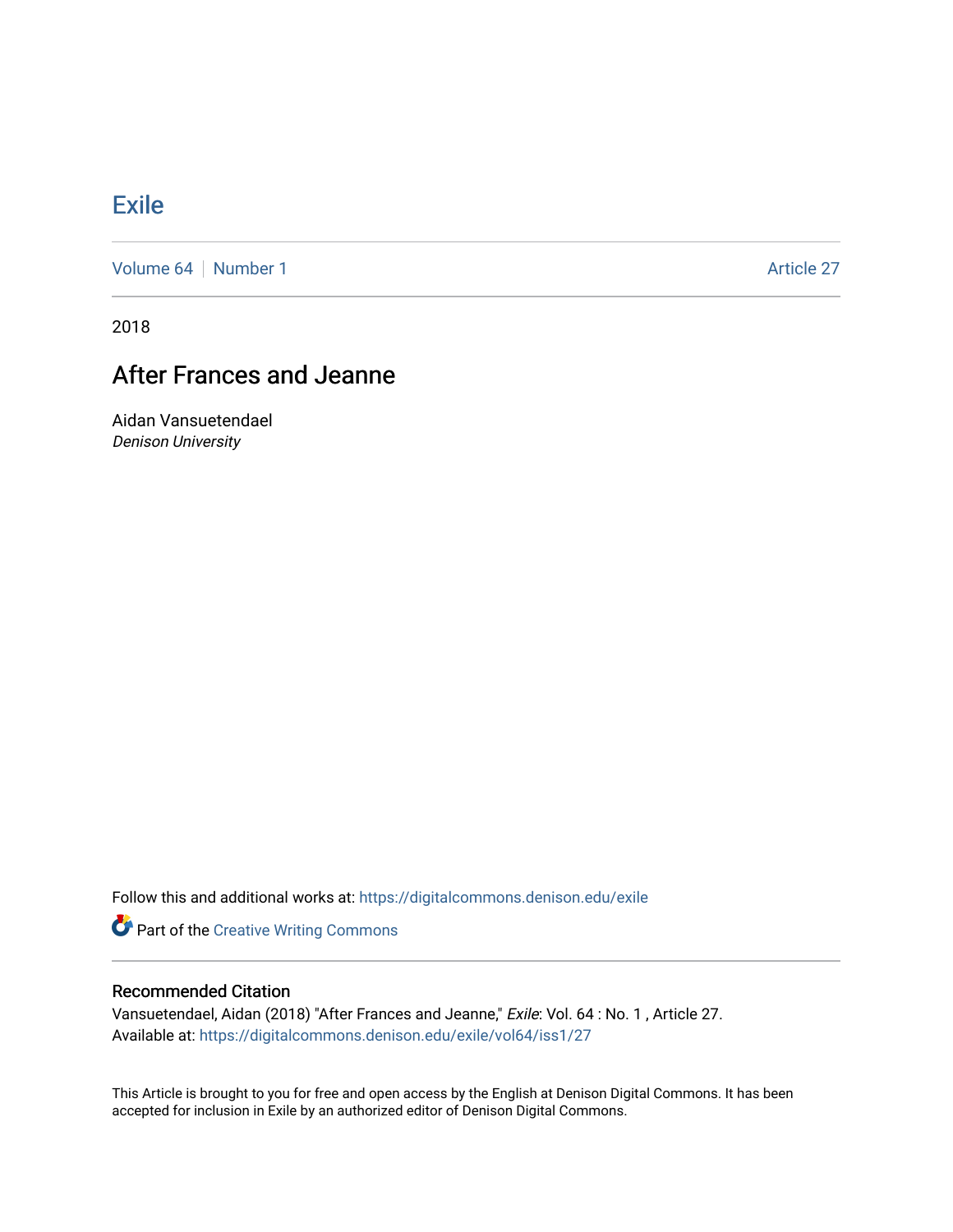# Exile

Volume 64 | Number 1 | Article 27

2018

## After Frances and Jeanne

Aidan Vansuetendael
*Denison University*

Follow this and additional works at: https://digitalcommons.denison.edu/exile

Part of the Creative Writing Commons

### Recommended Citation

Vansuetendael, Aidan (2018) "After Frances and Jeanne," *Exile*: Vol. 64 : No. 1 , Article 27.
Available at: https://digitalcommons.denison.edu/exile/vol64/iss1/27

This Article is brought to you for free and open access by the English at Denison Digital Commons. It has been accepted for inclusion in Exile by an authorized editor of Denison Digital Commons.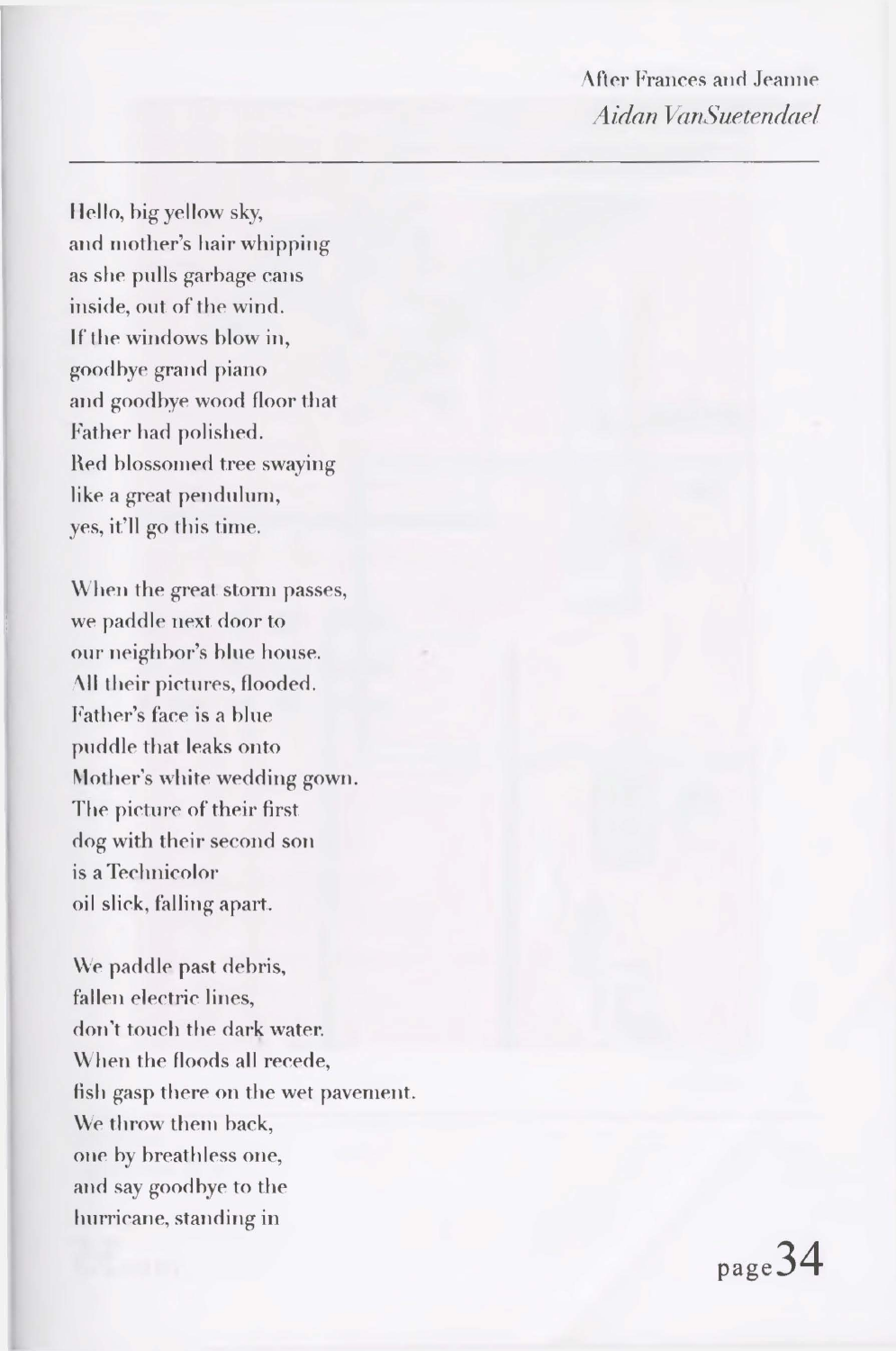After Frances and Jeanne

*Aidan VanSuetendael*

---

Hello, big yellow sky,
and mother's hair whipping
as she pulls garbage cans
inside, out of the wind.
If the windows blow in,
goodbye grand piano
and goodbye wood floor that
Father had polished.
Red blossomed tree swaying
like a great pendulum,
yes, it'll go this time.

When the great storm passes,
we paddle next door to
our neighbor's blue house.
All their pictures, flooded.
Father's face is a blue
puddle that leaks onto
Mother's white wedding gown.
The picture of their first
dog with their second son
is a Technicolor
oil slick, falling apart.

We paddle past debris,
fallen electric lines,
don't touch the dark water.
When the floods all recede,
fish gasp there on the wet pavement.
We throw them back,
one by breathless one,
and say goodbye to the
hurricane, standing in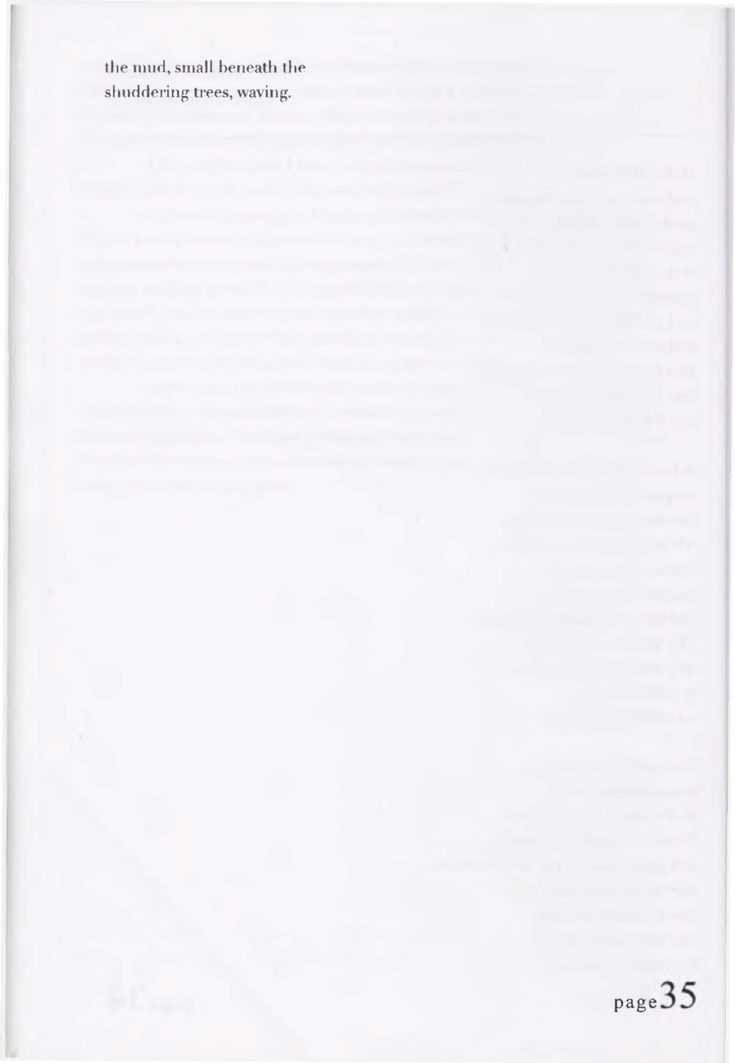the mud, small beneath the
shuddering trees, waving.